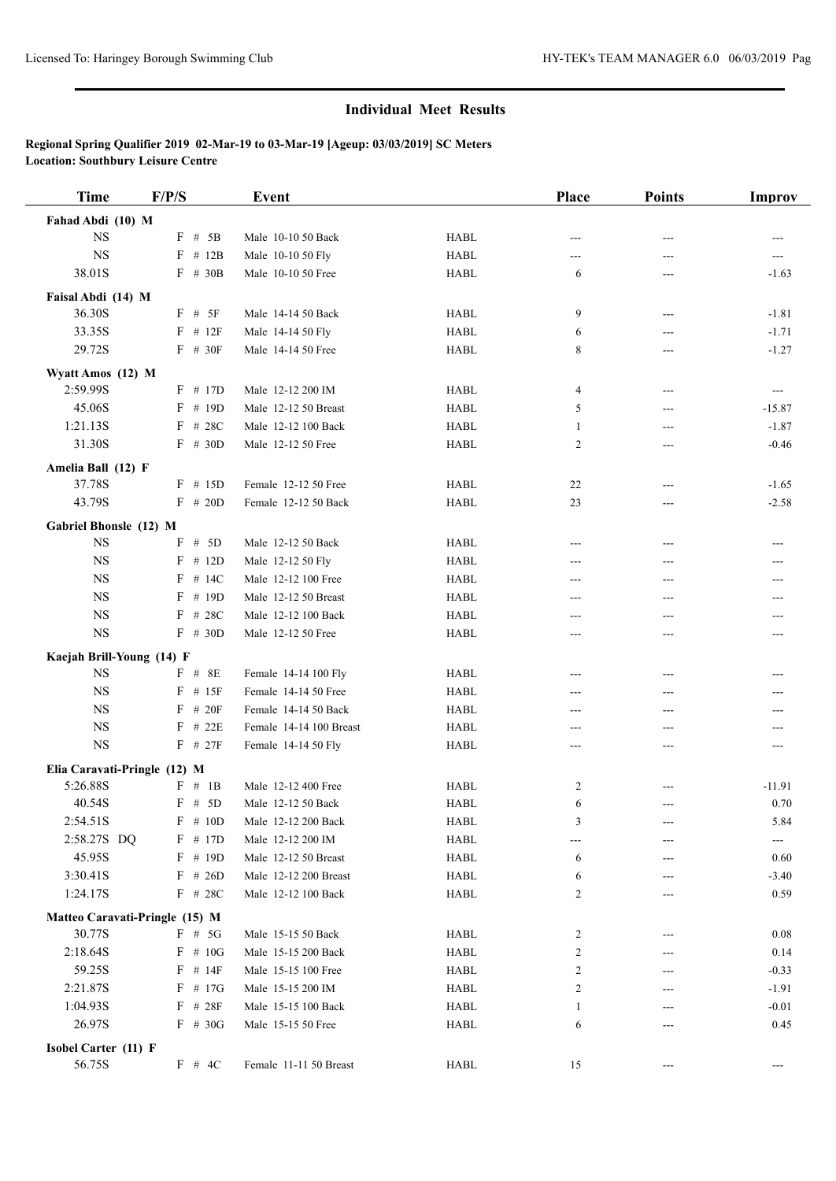## Individual Meet Results

**Regional Spring Qualifier 2019 02-Mar-19 to 03-Mar-19 [Ageup: 03/03/2019] SC Meters**
**Location: Southbury Leisure Centre**

| Time | F/P/S | Event | | Place | Points | Improv |
|---|---|---|---|---|---|---|
| **Fahad Abdi (10) M** | | | | | | |
| NS | F # 5B | Male 10-10 50 Back | HABL | --- | --- | --- |
| NS | F # 12B | Male 10-10 50 Fly | HABL | --- | --- | --- |
| 38.01S | F # 30B | Male 10-10 50 Free | HABL | 6 | --- | -1.63 |
| **Faisal Abdi (14) M** | | | | | | |
| 36.30S | F # 5F | Male 14-14 50 Back | HABL | 9 | --- | -1.81 |
| 33.35S | F # 12F | Male 14-14 50 Fly | HABL | 6 | --- | -1.71 |
| 29.72S | F # 30F | Male 14-14 50 Free | HABL | 8 | --- | -1.27 |
| **Wyatt Amos (12) M** | | | | | | |
| 2:59.99S | F # 17D | Male 12-12 200 IM | HABL | 4 | --- | --- |
| 45.06S | F # 19D | Male 12-12 50 Breast | HABL | 5 | --- | -15.87 |
| 1:21.13S | F # 28C | Male 12-12 100 Back | HABL | 1 | --- | -1.87 |
| 31.30S | F # 30D | Male 12-12 50 Free | HABL | 2 | --- | -0.46 |
| **Amelia Ball (12) F** | | | | | | |
| 37.78S | F # 15D | Female 12-12 50 Free | HABL | 22 | --- | -1.65 |
| 43.79S | F # 20D | Female 12-12 50 Back | HABL | 23 | --- | -2.58 |
| **Gabriel Bhonsle (12) M** | | | | | | |
| NS | F # 5D | Male 12-12 50 Back | HABL | --- | --- | --- |
| NS | F # 12D | Male 12-12 50 Fly | HABL | --- | --- | --- |
| NS | F # 14C | Male 12-12 100 Free | HABL | --- | --- | --- |
| NS | F # 19D | Male 12-12 50 Breast | HABL | --- | --- | --- |
| NS | F # 28C | Male 12-12 100 Back | HABL | --- | --- | --- |
| NS | F # 30D | Male 12-12 50 Free | HABL | --- | --- | --- |
| **Kaejah Brill-Young (14) F** | | | | | | |
| NS | F # 8E | Female 14-14 100 Fly | HABL | --- | --- | --- |
| NS | F # 15F | Female 14-14 50 Free | HABL | --- | --- | --- |
| NS | F # 20F | Female 14-14 50 Back | HABL | --- | --- | --- |
| NS | F # 22E | Female 14-14 100 Breast | HABL | --- | --- | --- |
| NS | F # 27F | Female 14-14 50 Fly | HABL | --- | --- | --- |
| **Elia Caravati-Pringle (12) M** | | | | | | |
| 5:26.88S | F # 1B | Male 12-12 400 Free | HABL | 2 | --- | -11.91 |
| 40.54S | F # 5D | Male 12-12 50 Back | HABL | 6 | --- | 0.70 |
| 2:54.51S | F # 10D | Male 12-12 200 Back | HABL | 3 | --- | 5.84 |
| 2:58.27S DQ | F # 17D | Male 12-12 200 IM | HABL | --- | --- | --- |
| 45.95S | F # 19D | Male 12-12 50 Breast | HABL | 6 | --- | 0.60 |
| 3:30.41S | F # 26D | Male 12-12 200 Breast | HABL | 6 | --- | -3.40 |
| 1:24.17S | F # 28C | Male 12-12 100 Back | HABL | 2 | --- | 0.59 |
| **Matteo Caravati-Pringle (15) M** | | | | | | |
| 30.77S | F # 5G | Male 15-15 50 Back | HABL | 2 | --- | 0.08 |
| 2:18.64S | F # 10G | Male 15-15 200 Back | HABL | 2 | --- | 0.14 |
| 59.25S | F # 14F | Male 15-15 100 Free | HABL | 2 | --- | -0.33 |
| 2:21.87S | F # 17G | Male 15-15 200 IM | HABL | 2 | --- | -1.91 |
| 1:04.93S | F # 28F | Male 15-15 100 Back | HABL | 1 | --- | -0.01 |
| 26.97S | F # 30G | Male 15-15 50 Free | HABL | 6 | --- | 0.45 |
| **Isobel Carter (11) F** | | | | | | |
| 56.75S | F # 4C | Female 11-11 50 Breast | HABL | 15 | --- | --- |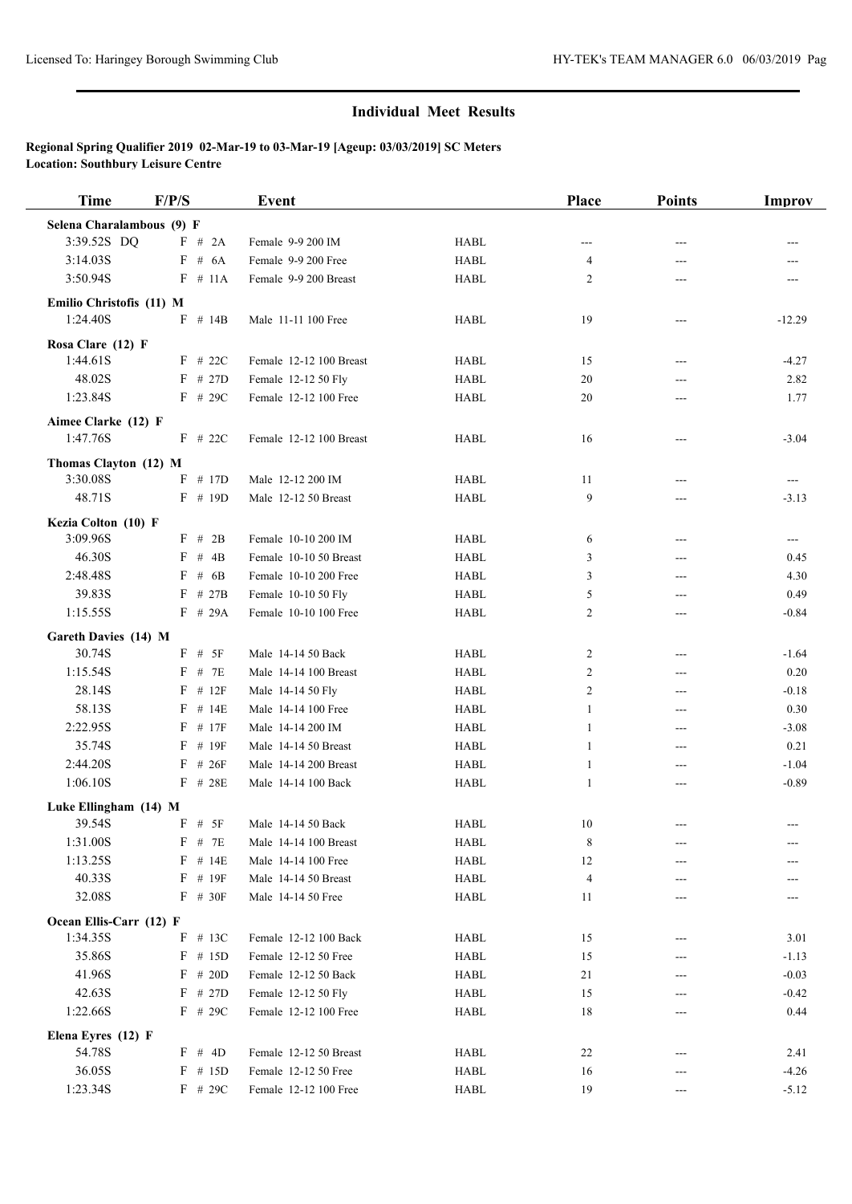## Individual Meet Results

**Regional Spring Qualifier 2019 02-Mar-19 to 03-Mar-19 [Ageup: 03/03/2019] SC Meters**
**Location: Southbury Leisure Centre**

| Time | F/P/S | Event | | Place | Points | Improv |
|---|---|---|---|---|---|---|
| **Selena Charalambous (9) F** | | | | | | |
| 3:39.52S DQ | F # 2A | Female 9-9 200 IM | HABL | --- | --- | --- |
| 3:14.03S | F # 6A | Female 9-9 200 Free | HABL | 4 | --- | --- |
| 3:50.94S | F # 11A | Female 9-9 200 Breast | HABL | 2 | --- | --- |
| **Emilio Christofis (11) M** | | | | | | |
| 1:24.40S | F # 14B | Male 11-11 100 Free | HABL | 19 | --- | -12.29 |
| **Rosa Clare (12) F** | | | | | | |
| 1:44.61S | F # 22C | Female 12-12 100 Breast | HABL | 15 | --- | -4.27 |
| 48.02S | F # 27D | Female 12-12 50 Fly | HABL | 20 | --- | 2.82 |
| 1:23.84S | F # 29C | Female 12-12 100 Free | HABL | 20 | --- | 1.77 |
| **Aimee Clarke (12) F** | | | | | | |
| 1:47.76S | F # 22C | Female 12-12 100 Breast | HABL | 16 | --- | -3.04 |
| **Thomas Clayton (12) M** | | | | | | |
| 3:30.08S | F # 17D | Male 12-12 200 IM | HABL | 11 | --- | --- |
| 48.71S | F # 19D | Male 12-12 50 Breast | HABL | 9 | --- | -3.13 |
| **Kezia Colton (10) F** | | | | | | |
| 3:09.96S | F # 2B | Female 10-10 200 IM | HABL | 6 | --- | --- |
| 46.30S | F # 4B | Female 10-10 50 Breast | HABL | 3 | --- | 0.45 |
| 2:48.48S | F # 6B | Female 10-10 200 Free | HABL | 3 | --- | 4.30 |
| 39.83S | F # 27B | Female 10-10 50 Fly | HABL | 5 | --- | 0.49 |
| 1:15.55S | F # 29A | Female 10-10 100 Free | HABL | 2 | --- | -0.84 |
| **Gareth Davies (14) M** | | | | | | |
| 30.74S | F # 5F | Male 14-14 50 Back | HABL | 2 | --- | -1.64 |
| 1:15.54S | F # 7E | Male 14-14 100 Breast | HABL | 2 | --- | 0.20 |
| 28.14S | F # 12F | Male 14-14 50 Fly | HABL | 2 | --- | -0.18 |
| 58.13S | F # 14E | Male 14-14 100 Free | HABL | 1 | --- | 0.30 |
| 2:22.95S | F # 17F | Male 14-14 200 IM | HABL | 1 | --- | -3.08 |
| 35.74S | F # 19F | Male 14-14 50 Breast | HABL | 1 | --- | 0.21 |
| 2:44.20S | F # 26F | Male 14-14 200 Breast | HABL | 1 | --- | -1.04 |
| 1:06.10S | F # 28E | Male 14-14 100 Back | HABL | 1 | --- | -0.89 |
| **Luke Ellingham (14) M** | | | | | | |
| 39.54S | F # 5F | Male 14-14 50 Back | HABL | 10 | --- | --- |
| 1:31.00S | F # 7E | Male 14-14 100 Breast | HABL | 8 | --- | --- |
| 1:13.25S | F # 14E | Male 14-14 100 Free | HABL | 12 | --- | --- |
| 40.33S | F # 19F | Male 14-14 50 Breast | HABL | 4 | --- | --- |
| 32.08S | F # 30F | Male 14-14 50 Free | HABL | 11 | --- | --- |
| **Ocean Ellis-Carr (12) F** | | | | | | |
| 1:34.35S | F # 13C | Female 12-12 100 Back | HABL | 15 | --- | 3.01 |
| 35.86S | F # 15D | Female 12-12 50 Free | HABL | 15 | --- | -1.13 |
| 41.96S | F # 20D | Female 12-12 50 Back | HABL | 21 | --- | -0.03 |
| 42.63S | F # 27D | Female 12-12 50 Fly | HABL | 15 | --- | -0.42 |
| 1:22.66S | F # 29C | Female 12-12 100 Free | HABL | 18 | --- | 0.44 |
| **Elena Eyres (12) F** | | | | | | |
| 54.78S | F # 4D | Female 12-12 50 Breast | HABL | 22 | --- | 2.41 |
| 36.05S | F # 15D | Female 12-12 50 Free | HABL | 16 | --- | -4.26 |
| 1:23.34S | F # 29C | Female 12-12 100 Free | HABL | 19 | --- | -5.12 |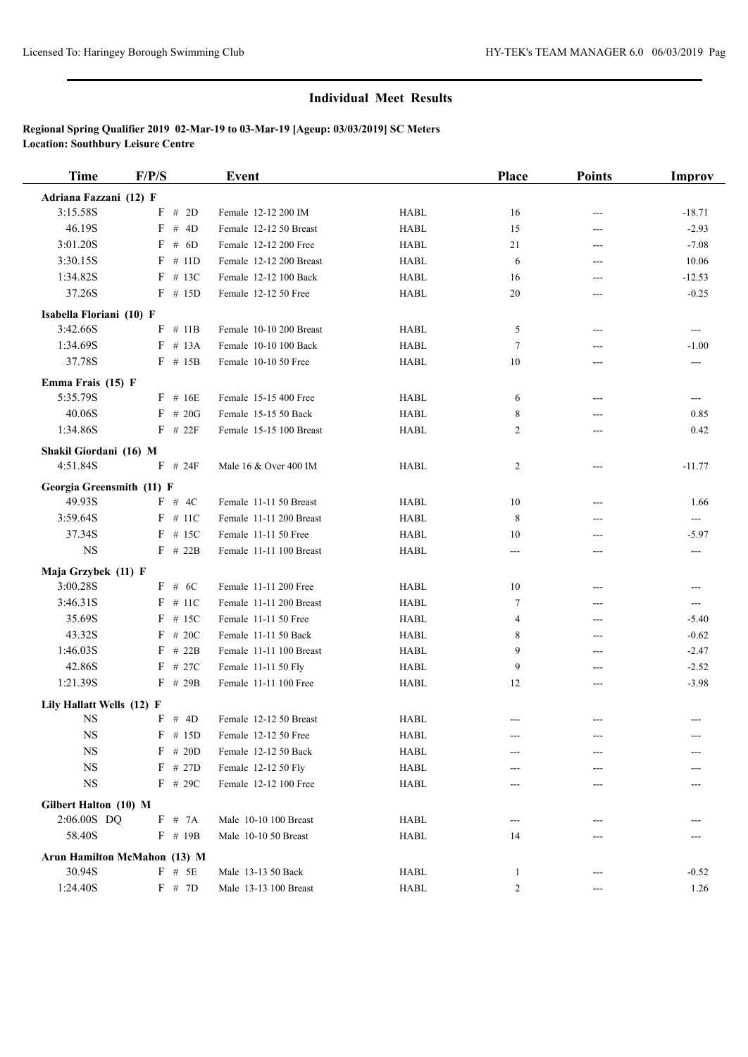## Individual Meet Results

**Regional Spring Qualifier 2019 02-Mar-19 to 03-Mar-19 [Ageup: 03/03/2019] SC Meters**
**Location: Southbury Leisure Centre**

| Time | F/P/S | Event | | Place | Points | Improv |
|---|---|---|---|---|---|---|
| **Adriana Fazzani (12) F** | | | | | | |
| 3:15.58S | F # 2D | Female 12-12 200 IM | HABL | 16 | --- | -18.71 |
| 46.19S | F # 4D | Female 12-12 50 Breast | HABL | 15 | --- | -2.93 |
| 3:01.20S | F # 6D | Female 12-12 200 Free | HABL | 21 | --- | -7.08 |
| 3:30.15S | F # 11D | Female 12-12 200 Breast | HABL | 6 | --- | 10.06 |
| 1:34.82S | F # 13C | Female 12-12 100 Back | HABL | 16 | --- | -12.53 |
| 37.26S | F # 15D | Female 12-12 50 Free | HABL | 20 | --- | -0.25 |
| **Isabella Floriani (10) F** | | | | | | |
| 3:42.66S | F # 11B | Female 10-10 200 Breast | HABL | 5 | --- | --- |
| 1:34.69S | F # 13A | Female 10-10 100 Back | HABL | 7 | --- | -1.00 |
| 37.78S | F # 15B | Female 10-10 50 Free | HABL | 10 | --- | --- |
| **Emma Frais (15) F** | | | | | | |
| 5:35.79S | F # 16E | Female 15-15 400 Free | HABL | 6 | --- | --- |
| 40.06S | F # 20G | Female 15-15 50 Back | HABL | 8 | --- | 0.85 |
| 1:34.86S | F # 22F | Female 15-15 100 Breast | HABL | 2 | --- | 0.42 |
| **Shakil Giordani (16) M** | | | | | | |
| 4:51.84S | F # 24F | Male 16 & Over 400 IM | HABL | 2 | --- | -11.77 |
| **Georgia Greensmith (11) F** | | | | | | |
| 49.93S | F # 4C | Female 11-11 50 Breast | HABL | 10 | --- | 1.66 |
| 3:59.64S | F # 11C | Female 11-11 200 Breast | HABL | 8 | --- | --- |
| 37.34S | F # 15C | Female 11-11 50 Free | HABL | 10 | --- | -5.97 |
| NS | F # 22B | Female 11-11 100 Breast | HABL | --- | --- | --- |
| **Maja Grzybek (11) F** | | | | | | |
| 3:00.28S | F # 6C | Female 11-11 200 Free | HABL | 10 | --- | --- |
| 3:46.31S | F # 11C | Female 11-11 200 Breast | HABL | 7 | --- | --- |
| 35.69S | F # 15C | Female 11-11 50 Free | HABL | 4 | --- | -5.40 |
| 43.32S | F # 20C | Female 11-11 50 Back | HABL | 8 | --- | -0.62 |
| 1:46.03S | F # 22B | Female 11-11 100 Breast | HABL | 9 | --- | -2.47 |
| 42.86S | F # 27C | Female 11-11 50 Fly | HABL | 9 | --- | -2.52 |
| 1:21.39S | F # 29B | Female 11-11 100 Free | HABL | 12 | --- | -3.98 |
| **Lily Hallatt Wells (12) F** | | | | | | |
| NS | F # 4D | Female 12-12 50 Breast | HABL | --- | --- | --- |
| NS | F # 15D | Female 12-12 50 Free | HABL | --- | --- | --- |
| NS | F # 20D | Female 12-12 50 Back | HABL | --- | --- | --- |
| NS | F # 27D | Female 12-12 50 Fly | HABL | --- | --- | --- |
| NS | F # 29C | Female 12-12 100 Free | HABL | --- | --- | --- |
| **Gilbert Halton (10) M** | | | | | | |
| 2:06.00S DQ | F # 7A | Male 10-10 100 Breast | HABL | --- | --- | --- |
| 58.40S | F # 19B | Male 10-10 50 Breast | HABL | 14 | --- | --- |
| **Arun Hamilton McMahon (13) M** | | | | | | |
| 30.94S | F # 5E | Male 13-13 50 Back | HABL | 1 | --- | -0.52 |
| 1:24.40S | F # 7D | Male 13-13 100 Breast | HABL | 2 | --- | 1.26 |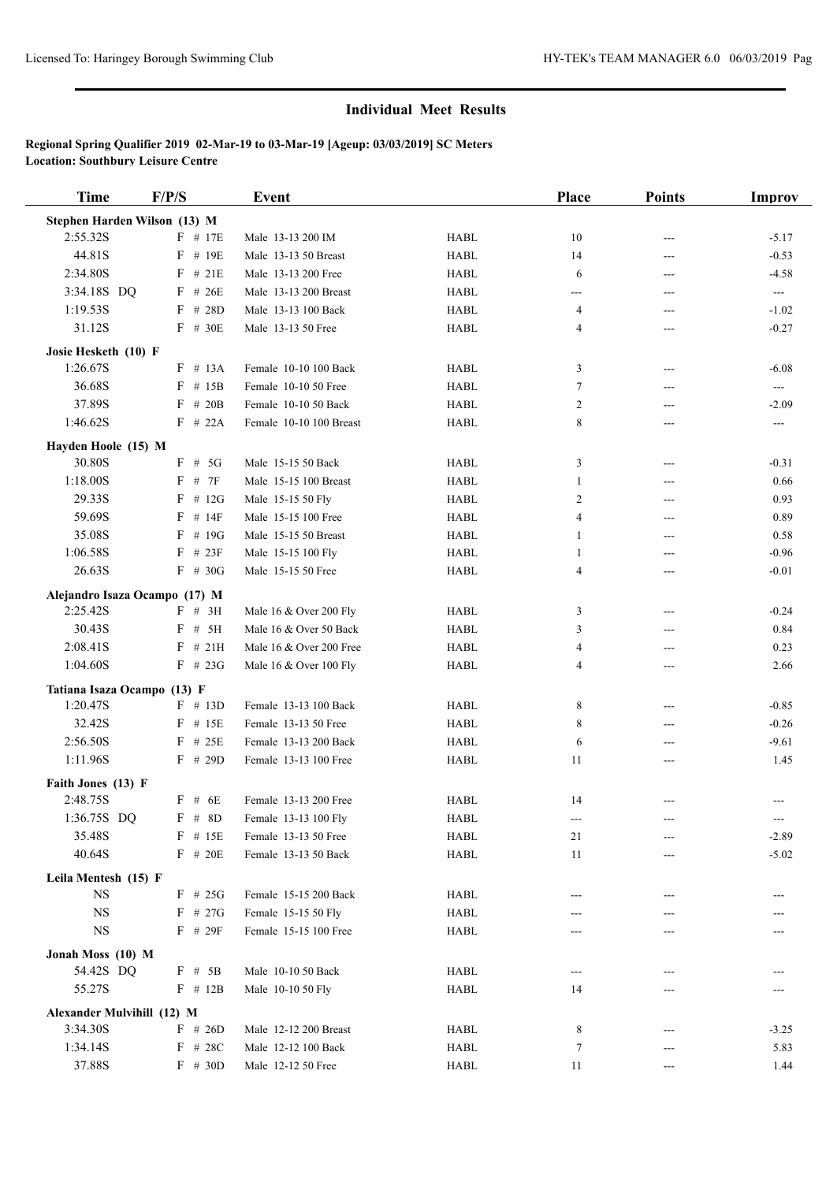## Individual Meet Results

**Regional Spring Qualifier 2019 02-Mar-19 to 03-Mar-19 [Ageup: 03/03/2019] SC Meters**
**Location: Southbury Leisure Centre**

| Time | F/P/S | Event | | Place | Points | Improv |
|---|---|---|---|---|---|---|
| **Stephen Harden Wilson (13) M** | | | | | | |
| 2:55.32S | F # 17E | Male 13-13 200 IM | HABL | 10 | --- | -5.17 |
| 44.81S | F # 19E | Male 13-13 50 Breast | HABL | 14 | --- | -0.53 |
| 2:34.80S | F # 21E | Male 13-13 200 Free | HABL | 6 | --- | -4.58 |
| 3:34.18S DQ | F # 26E | Male 13-13 200 Breast | HABL | --- | --- | --- |
| 1:19.53S | F # 28D | Male 13-13 100 Back | HABL | 4 | --- | -1.02 |
| 31.12S | F # 30E | Male 13-13 50 Free | HABL | 4 | --- | -0.27 |
| **Josie Hesketh (10) F** | | | | | | |
| 1:26.67S | F # 13A | Female 10-10 100 Back | HABL | 3 | --- | -6.08 |
| 36.68S | F # 15B | Female 10-10 50 Free | HABL | 7 | --- | --- |
| 37.89S | F # 20B | Female 10-10 50 Back | HABL | 2 | --- | -2.09 |
| 1:46.62S | F # 22A | Female 10-10 100 Breast | HABL | 8 | --- | --- |
| **Hayden Hoole (15) M** | | | | | | |
| 30.80S | F # 5G | Male 15-15 50 Back | HABL | 3 | --- | -0.31 |
| 1:18.00S | F # 7F | Male 15-15 100 Breast | HABL | 1 | --- | 0.66 |
| 29.33S | F # 12G | Male 15-15 50 Fly | HABL | 2 | --- | 0.93 |
| 59.69S | F # 14F | Male 15-15 100 Free | HABL | 4 | --- | 0.89 |
| 35.08S | F # 19G | Male 15-15 50 Breast | HABL | 1 | --- | 0.58 |
| 1:06.58S | F # 23F | Male 15-15 100 Fly | HABL | 1 | --- | -0.96 |
| 26.63S | F # 30G | Male 15-15 50 Free | HABL | 4 | --- | -0.01 |
| **Alejandro Isaza Ocampo (17) M** | | | | | | |
| 2:25.42S | F # 3H | Male 16 & Over 200 Fly | HABL | 3 | --- | -0.24 |
| 30.43S | F # 5H | Male 16 & Over 50 Back | HABL | 3 | --- | 0.84 |
| 2:08.41S | F # 21H | Male 16 & Over 200 Free | HABL | 4 | --- | 0.23 |
| 1:04.60S | F # 23G | Male 16 & Over 100 Fly | HABL | 4 | --- | 2.66 |
| **Tatiana Isaza Ocampo (13) F** | | | | | | |
| 1:20.47S | F # 13D | Female 13-13 100 Back | HABL | 8 | --- | -0.85 |
| 32.42S | F # 15E | Female 13-13 50 Free | HABL | 8 | --- | -0.26 |
| 2:56.50S | F # 25E | Female 13-13 200 Back | HABL | 6 | --- | -9.61 |
| 1:11.96S | F # 29D | Female 13-13 100 Free | HABL | 11 | --- | 1.45 |
| **Faith Jones (13) F** | | | | | | |
| 2:48.75S | F # 6E | Female 13-13 200 Free | HABL | 14 | --- | --- |
| 1:36.75S DQ | F # 8D | Female 13-13 100 Fly | HABL | --- | --- | --- |
| 35.48S | F # 15E | Female 13-13 50 Free | HABL | 21 | --- | -2.89 |
| 40.64S | F # 20E | Female 13-13 50 Back | HABL | 11 | --- | -5.02 |
| **Leila Mentesh (15) F** | | | | | | |
| NS | F # 25G | Female 15-15 200 Back | HABL | --- | --- | --- |
| NS | F # 27G | Female 15-15 50 Fly | HABL | --- | --- | --- |
| NS | F # 29F | Female 15-15 100 Free | HABL | --- | --- | --- |
| **Jonah Moss (10) M** | | | | | | |
| 54.42S DQ | F # 5B | Male 10-10 50 Back | HABL | --- | --- | --- |
| 55.27S | F # 12B | Male 10-10 50 Fly | HABL | 14 | --- | --- |
| **Alexander Mulvihill (12) M** | | | | | | |
| 3:34.30S | F # 26D | Male 12-12 200 Breast | HABL | 8 | --- | -3.25 |
| 1:34.14S | F # 28C | Male 12-12 100 Back | HABL | 7 | --- | 5.83 |
| 37.88S | F # 30D | Male 12-12 50 Free | HABL | 11 | --- | 1.44 |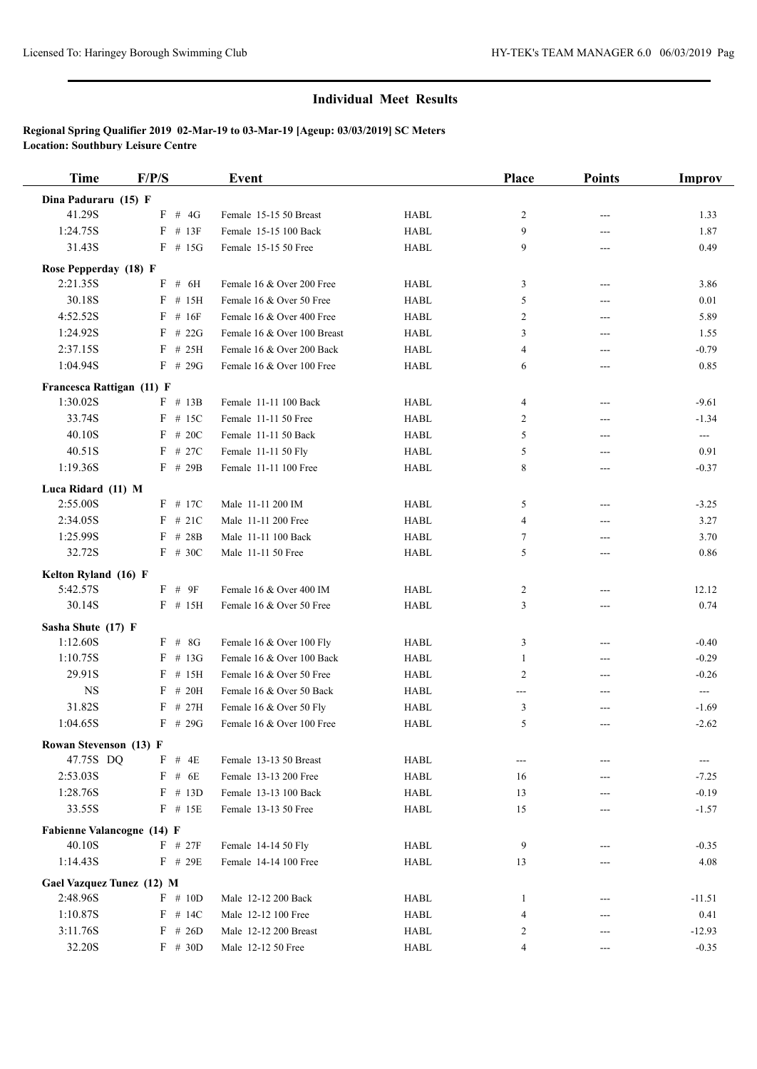## Individual Meet Results

**Regional Spring Qualifier 2019 02-Mar-19 to 03-Mar-19 [Ageup: 03/03/2019] SC Meters**
**Location: Southbury Leisure Centre**

| Time | F/P/S | Event | | Place | Points | Improv |
|---|---|---|---|---|---|---|
| **Dina Paduraru (15) F** | | | | | | |
| 41.29S | F # 4G | Female 15-15 50 Breast | HABL | 2 | --- | 1.33 |
| 1:24.75S | F # 13F | Female 15-15 100 Back | HABL | 9 | --- | 1.87 |
| 31.43S | F # 15G | Female 15-15 50 Free | HABL | 9 | --- | 0.49 |
| **Rose Pepperday (18) F** | | | | | | |
| 2:21.35S | F # 6H | Female 16 & Over 200 Free | HABL | 3 | --- | 3.86 |
| 30.18S | F # 15H | Female 16 & Over 50 Free | HABL | 5 | --- | 0.01 |
| 4:52.52S | F # 16F | Female 16 & Over 400 Free | HABL | 2 | --- | 5.89 |
| 1:24.92S | F # 22G | Female 16 & Over 100 Breast | HABL | 3 | --- | 1.55 |
| 2:37.15S | F # 25H | Female 16 & Over 200 Back | HABL | 4 | --- | -0.79 |
| 1:04.94S | F # 29G | Female 16 & Over 100 Free | HABL | 6 | --- | 0.85 |
| **Francesca Rattigan (11) F** | | | | | | |
| 1:30.02S | F # 13B | Female 11-11 100 Back | HABL | 4 | --- | -9.61 |
| 33.74S | F # 15C | Female 11-11 50 Free | HABL | 2 | --- | -1.34 |
| 40.10S | F # 20C | Female 11-11 50 Back | HABL | 5 | --- | --- |
| 40.51S | F # 27C | Female 11-11 50 Fly | HABL | 5 | --- | 0.91 |
| 1:19.36S | F # 29B | Female 11-11 100 Free | HABL | 8 | --- | -0.37 |
| **Luca Ridard (11) M** | | | | | | |
| 2:55.00S | F # 17C | Male 11-11 200 IM | HABL | 5 | --- | -3.25 |
| 2:34.05S | F # 21C | Male 11-11 200 Free | HABL | 4 | --- | 3.27 |
| 1:25.99S | F # 28B | Male 11-11 100 Back | HABL | 7 | --- | 3.70 |
| 32.72S | F # 30C | Male 11-11 50 Free | HABL | 5 | --- | 0.86 |
| **Kelton Ryland (16) F** | | | | | | |
| 5:42.57S | F # 9F | Female 16 & Over 400 IM | HABL | 2 | --- | 12.12 |
| 30.14S | F # 15H | Female 16 & Over 50 Free | HABL | 3 | --- | 0.74 |
| **Sasha Shute (17) F** | | | | | | |
| 1:12.60S | F # 8G | Female 16 & Over 100 Fly | HABL | 3 | --- | -0.40 |
| 1:10.75S | F # 13G | Female 16 & Over 100 Back | HABL | 1 | --- | -0.29 |
| 29.91S | F # 15H | Female 16 & Over 50 Free | HABL | 2 | --- | -0.26 |
| NS | F # 20H | Female 16 & Over 50 Back | HABL | --- | --- | --- |
| 31.82S | F # 27H | Female 16 & Over 50 Fly | HABL | 3 | --- | -1.69 |
| 1:04.65S | F # 29G | Female 16 & Over 100 Free | HABL | 5 | --- | -2.62 |
| **Rowan Stevenson (13) F** | | | | | | |
| 47.75S DQ | F # 4E | Female 13-13 50 Breast | HABL | --- | --- | --- |
| 2:53.03S | F # 6E | Female 13-13 200 Free | HABL | 16 | --- | -7.25 |
| 1:28.76S | F # 13D | Female 13-13 100 Back | HABL | 13 | --- | -0.19 |
| 33.55S | F # 15E | Female 13-13 50 Free | HABL | 15 | --- | -1.57 |
| **Fabienne Valancogne (14) F** | | | | | | |
| 40.10S | F # 27F | Female 14-14 50 Fly | HABL | 9 | --- | -0.35 |
| 1:14.43S | F # 29E | Female 14-14 100 Free | HABL | 13 | --- | 4.08 |
| **Gael Vazquez Tunez (12) M** | | | | | | |
| 2:48.96S | F # 10D | Male 12-12 200 Back | HABL | 1 | --- | -11.51 |
| 1:10.87S | F # 14C | Male 12-12 100 Free | HABL | 4 | --- | 0.41 |
| 3:11.76S | F # 26D | Male 12-12 200 Breast | HABL | 2 | --- | -12.93 |
| 32.20S | F # 30D | Male 12-12 50 Free | HABL | 4 | --- | -0.35 |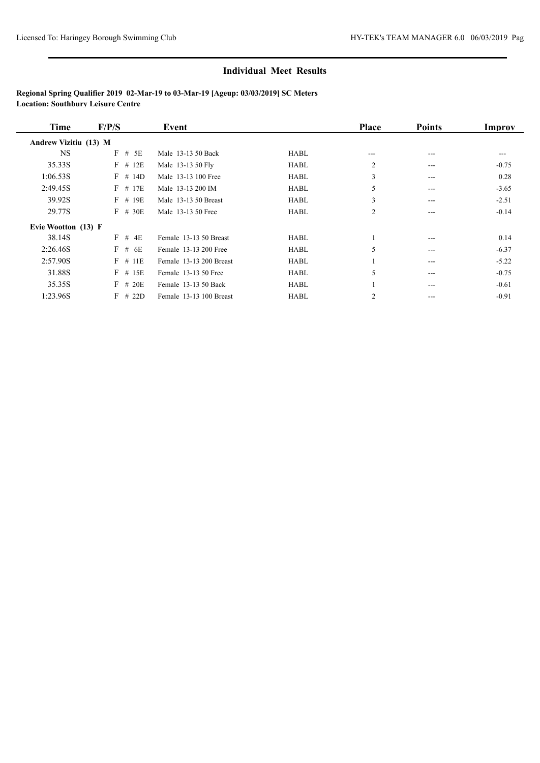## Individual Meet Results

**Regional Spring Qualifier 2019 02-Mar-19 to 03-Mar-19 [Ageup: 03/03/2019] SC Meters**
**Location: Southbury Leisure Centre**

| Time | F/P/S | Event | | Place | Points | Improv |
|---|---|---|---|---|---|---|
| **Andrew Vizitiu (13) M** | | | | | | |
| NS | F # 5E | Male 13-13 50 Back | HABL | --- | --- | --- |
| 35.33S | F # 12E | Male 13-13 50 Fly | HABL | 2 | --- | -0.75 |
| 1:06.53S | F # 14D | Male 13-13 100 Free | HABL | 3 | --- | 0.28 |
| 2:49.45S | F # 17E | Male 13-13 200 IM | HABL | 5 | --- | -3.65 |
| 39.92S | F # 19E | Male 13-13 50 Breast | HABL | 3 | --- | -2.51 |
| 29.77S | F # 30E | Male 13-13 50 Free | HABL | 2 | --- | -0.14 |
| **Evie Wootton (13) F** | | | | | | |
| 38.14S | F # 4E | Female 13-13 50 Breast | HABL | 1 | --- | 0.14 |
| 2:26.46S | F # 6E | Female 13-13 200 Free | HABL | 5 | --- | -6.37 |
| 2:57.90S | F # 11E | Female 13-13 200 Breast | HABL | 1 | --- | -5.22 |
| 31.88S | F # 15E | Female 13-13 50 Free | HABL | 5 | --- | -0.75 |
| 35.35S | F # 20E | Female 13-13 50 Back | HABL | 1 | --- | -0.61 |
| 1:23.96S | F # 22D | Female 13-13 100 Breast | HABL | 2 | --- | -0.91 |